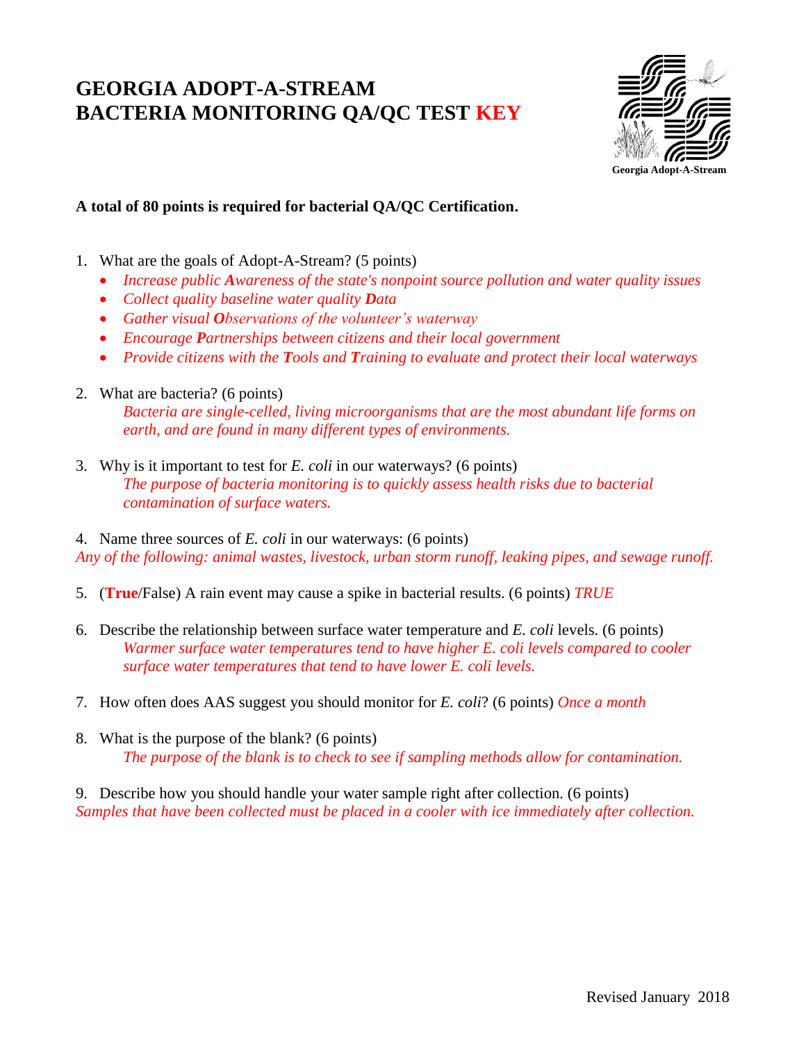# GEORGIA ADOPT-A-STREAM
# BACTERIA MONITORING QA/QC TEST KEY

Georgia Adopt-A-Stream

**A total of 80 points is required for bacterial QA/QC Certification.**

1. What are the goals of Adopt-A-Stream? (5 points)
   - *Increase public* ***A****wareness of the state's nonpoint source pollution and water quality issues*
   - *Collect quality baseline water quality* ***D****ata*
   - *Gather visual* ***O****bservations of the volunteer's waterway*
   - *Encourage* ***P****artnerships between citizens and their local government*
   - *Provide citizens with the* ***T****ools and* ***T****raining to evaluate and protect their local waterways*

2. What are bacteria? (6 points)
   *Bacteria are single-celled, living microorganisms that are the most abundant life forms on earth, and are found in many different types of environments.*

3. Why is it important to test for *E. coli* in our waterways? (6 points)
   *The purpose of bacteria monitoring is to quickly assess health risks due to bacterial contamination of surface waters.*

4. Name three sources of *E. coli* in our waterways: (6 points)
   *Any of the following: animal wastes, livestock, urban storm runoff, leaking pipes, and sewage runoff.*

5. (**True**/False) A rain event may cause a spike in bacterial results. (6 points) *TRUE*

6. Describe the relationship between surface water temperature and *E. coli* levels. (6 points)
   *Warmer surface water temperatures tend to have higher E. coli levels compared to cooler surface water temperatures that tend to have lower E. coli levels.*

7. How often does AAS suggest you should monitor for *E. coli*? (6 points) *Once a month*

8. What is the purpose of the blank? (6 points)
   *The purpose of the blank is to check to see if sampling methods allow for contamination.*

9. Describe how you should handle your water sample right after collection. (6 points)
   *Samples that have been collected must be placed in a cooler with ice immediately after collection.*

Revised January 2018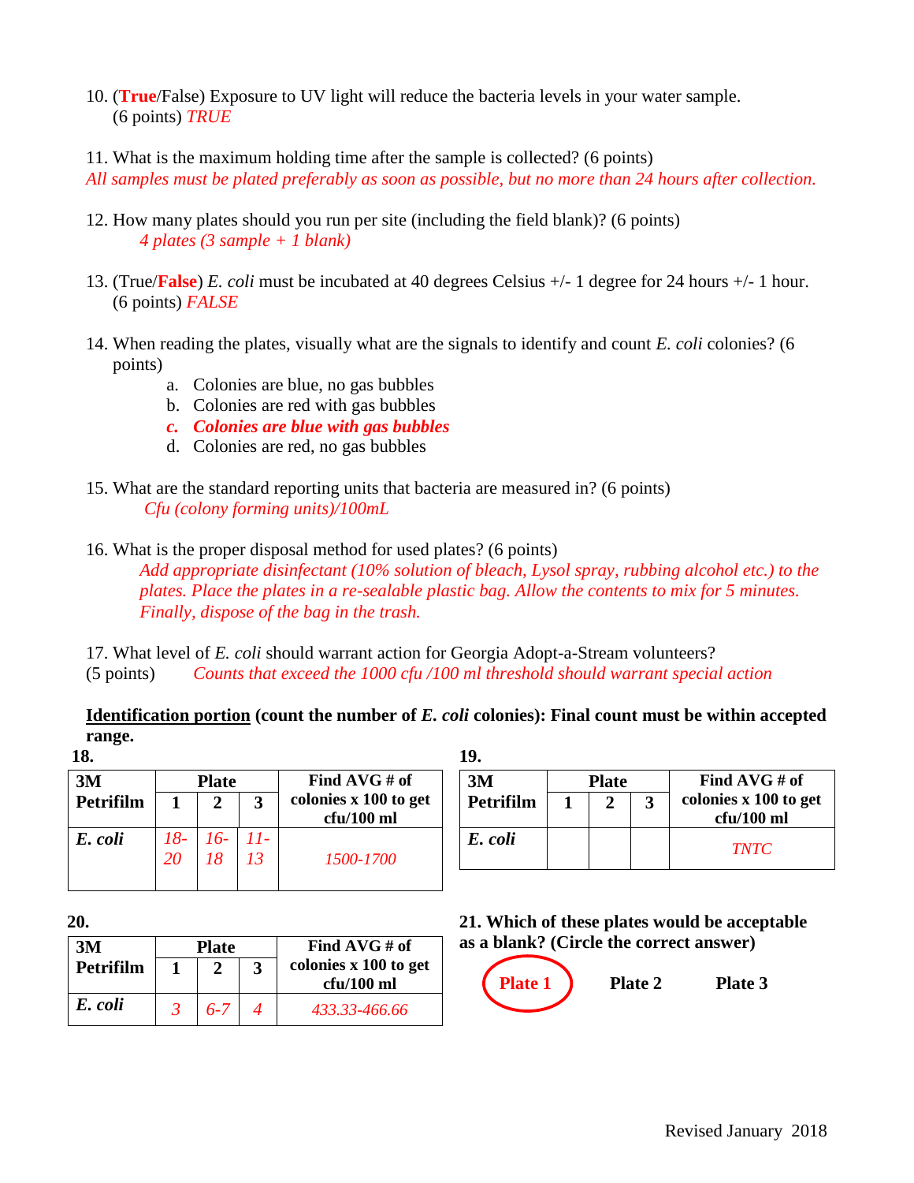10. (**True**/False) Exposure to UV light will reduce the bacteria levels in your water sample. (6 points) *TRUE*

11. What is the maximum holding time after the sample is collected? (6 points)
*All samples must be plated preferably as soon as possible, but no more than 24 hours after collection.*

12. How many plates should you run per site (including the field blank)? (6 points)
*4 plates (3 sample + 1 blank)*

13. (True/**False**) *E. coli* must be incubated at 40 degrees Celsius +/- 1 degree for 24 hours +/- 1 hour. (6 points) *FALSE*

14. When reading the plates, visually what are the signals to identify and count *E. coli* colonies? (6 points)
    a. Colonies are blue, no gas bubbles
    b. Colonies are red with gas bubbles
    ***c. Colonies are blue with gas bubbles***
    d. Colonies are red, no gas bubbles

15. What are the standard reporting units that bacteria are measured in? (6 points)
*Cfu (colony forming units)/100mL*

16. What is the proper disposal method for used plates? (6 points)
*Add appropriate disinfectant (10% solution of bleach, Lysol spray, rubbing alcohol etc.) to the plates. Place the plates in a re-sealable plastic bag. Allow the contents to mix for 5 minutes. Finally, dispose of the bag in the trash.*

17. What level of *E. coli* should warrant action for Georgia Adopt-a-Stream volunteers?
(5 points) *Counts that exceed the 1000 cfu /100 ml threshold should warrant special action*

**Identification portion (count the number of *E. coli* colonies): Final count must be within accepted range.**

**18.**

| 3M Petrifilm | Plate | | | Find AVG # of colonies x 100 to get cfu/100 ml |
|---|---|---|---|---|
| | 1 | 2 | 3 | |
| *E. coli* | *18-20* | *16-18* | *11-13* | *1500-1700* |

**19.**

| 3M Petrifilm | Plate | | | Find AVG # of colonies x 100 to get cfu/100 ml |
|---|---|---|---|---|
| | 1 | 2 | 3 | |
| *E. coli* | | | | *TNTC* |

**20.**

| 3M Petrifilm | Plate | | | Find AVG # of colonies x 100 to get cfu/100 ml |
|---|---|---|---|---|
| | 1 | 2 | 3 | |
| *E. coli* | *3* | *6-7* | *4* | *433.33-466.66* |

**21. Which of these plates would be acceptable as a blank? (Circle the correct answer)**

**Plate 1** (circled) **Plate 2** **Plate 3**

Revised January 2018